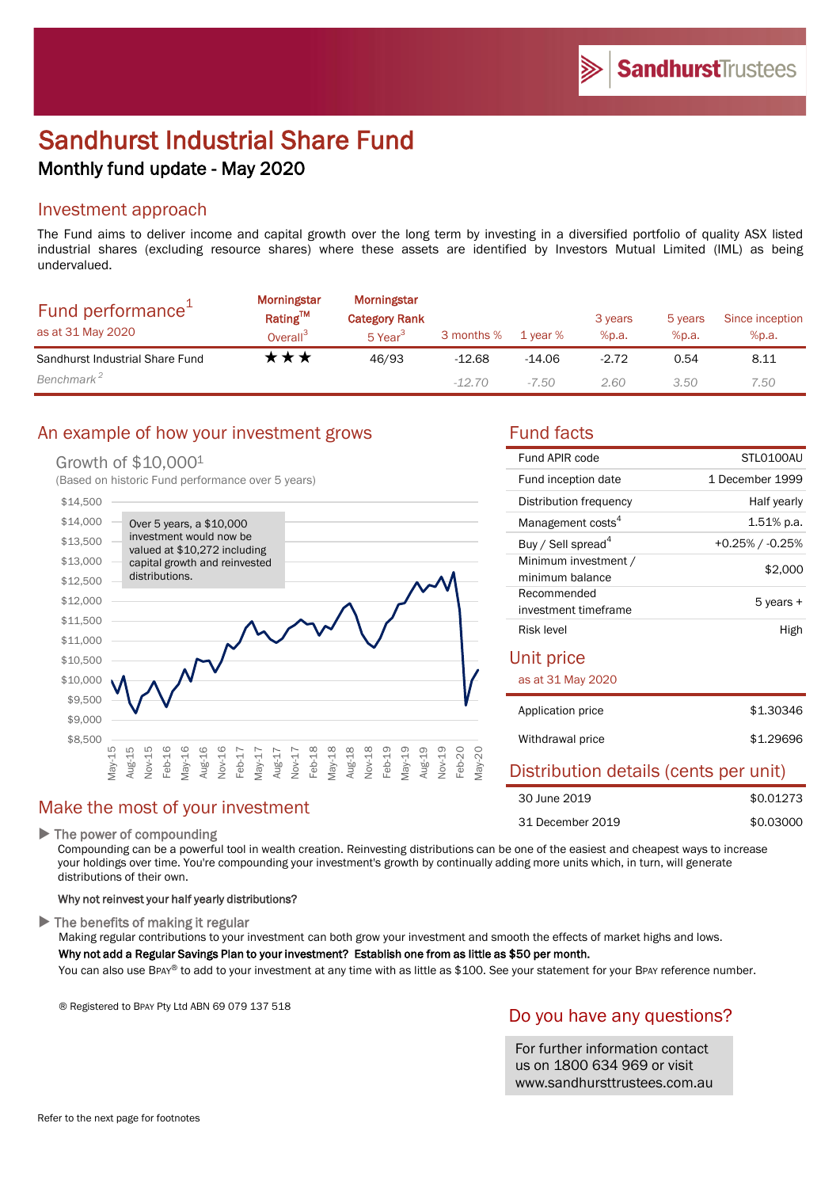# Sandhurst Industrial Share Fund

## Monthly fund update - May 2020

## Investment approach

The Fund aims to deliver income and capital growth over the long term by investing in a diversified portfolio of quality ASX listed industrial shares (excluding resource shares) where these assets are identified by Investors Mutual Limited (IML) as being undervalued.

| Fund performance[1] as at 31 May 2020 | Morningstar Rating™ Overall[3] | Morningstar Category Rank 5 Year[3] | 3 months % | 1 year % | 3 years %p.a. | 5 years %p.a. | Since inception %p.a. |
|---|---|---|---|---|---|---|---|
| Sandhurst Industrial Share Fund | ★★★ | 46/93 | -12.68 | -14.06 | -2.72 | 0.54 | 8.11 |
| *Benchmark*[2] | | | *-12.70* | *-7.50* | *2.60* | *3.50* | *7.50* |

## An example of how your investment grows

Growth of $10,000[1]

(Based on historic Fund performance over 5 years)

Over 5 years, a $10,000 investment would now be valued at $10,272 including capital growth and reinvested distributions.

## Fund facts

| | |
|---|---|
| Fund APIR code | STL0100AU |
| Fund inception date | 1 December 1999 |
| Distribution frequency | Half yearly |
| Management costs[4] | 1.51% p.a. |
| Buy / Sell spread[4] | +0.25% / -0.25% |
| Minimum investment / minimum balance | $2,000 |
| Recommended investment timeframe | 5 years + |
| Risk level | High |

## Unit price

as at 31 May 2020

| | |
|---|---|
| Application price | $1.30346 |
| Withdrawal price | $1.29696 |

## Distribution details (cents per unit)

| | |
|---|---|
| 30 June 2019 | $0.01273 |
| 31 December 2019 | $0.03000 |

## Make the most of your investment

▶ The power of compounding

Compounding can be a powerful tool in wealth creation. Reinvesting distributions can be one of the easiest and cheapest ways to increase your holdings over time. You're compounding your investment's growth by continually adding more units which, in turn, will generate distributions of their own.

**Why not reinvest your half yearly distributions?**

▶ The benefits of making it regular

Making regular contributions to your investment can both grow your investment and smooth the effects of market highs and lows.

**Why not add a Regular Savings Plan to your investment? Establish one from as little as $50 per month.**

You can also use BPAY® to add to your investment at any time with as little as $100. See your statement for your BPAY reference number.

® Registered to BPAY Pty Ltd ABN 69 079 137 518

## Do you have any questions?

For further information contact us on 1800 634 969 or visit www.sandhursttrustees.com.au

Refer to the next page for footnotes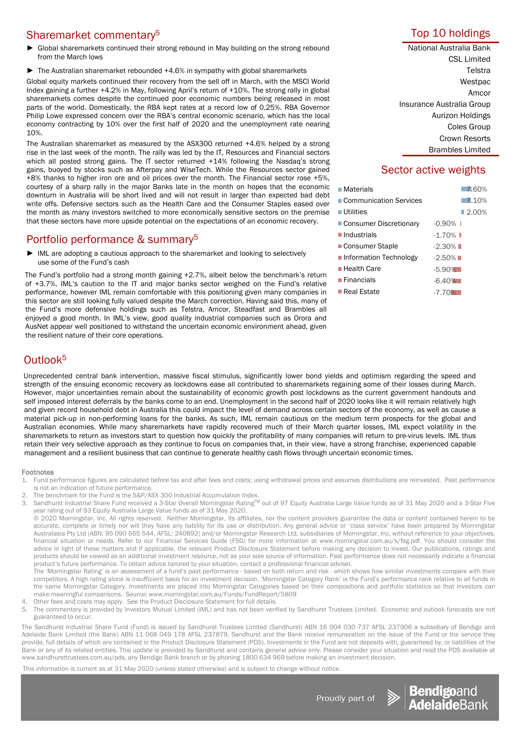## Sharemarket commentary[5]

- Global sharemarkets continued their strong rebound in May building on the strong rebound from the March lows
- The Australian sharemarket rebounded +4.6% in sympathy with global sharemarkets

Global equity markets continued their recovery from the sell off in March, with the MSCI World Index gaining a further +4.2% in May, following April's return of +10%. The strong rally in global sharemarkets comes despite the continued poor economic numbers being released in most parts of the world. Domestically, the RBA kept rates at a record low of 0.25%. RBA Governor Philip Lowe expressed concern over the RBA's central economic scenario, which has the local economy contracting by 10% over the first half of 2020 and the unemployment rate nearing 10%.

The Australian sharemarket as measured by the ASX300 returned +4.6% helped by a strong rise in the last week of the month. The rally was led by the IT, Resources and Financial sectors which all posted strong gains. The IT sector returned +14% following the Nasdaq's strong gains, buoyed by stocks such as Afterpay and WiseTech. While the Resources sector gained +8% thanks to higher iron ore and oil prices over the month. The Financial sector rose +5%, courtesy of a sharp rally in the major Banks late in the month on hopes that the economic downturn in Australia will be short lived and will not result in larger than expected bad debt write offs. Defensive sectors such as the Health Care and the Consumer Staples eased over the month as many investors switched to more economically sensitive sectors on the premise that these sectors have more upside potential on the expectations of an economic recovery.

## Portfolio performance & summary[5]

- IML are adopting a cautious approach to the sharemarket and looking to selectively use some of the Fund's cash

The Fund's portfolio had a strong month gaining +2.7%, albeit below the benchmark's return of +3.7%. IML's caution to the IT and major banks sector weighed on the Fund's relative performance, however IML remain comfortable with this positioning given many companies in this sector are still looking fully valued despite the March correction. Having said this, many of the Fund's more defensive holdings such as Telstra, Amcor, Steadfast and Brambles all enjoyed a good month. In IML's view, good quality industrial companies such as Orora and AusNet appear well positioned to withstand the uncertain economic environment ahead, given the resilient nature of their core operations.

## Top 10 holdings

National Australia Bank
CSL Limited
Telstra
Westpac
Amcor
Insurance Australia Group
Aurizon Holdings
Coles Group
Crown Resorts
Brambles Limited

## Sector active weights

Materials 7.60%
Communication Services 7.10%
Utilities 2.00%
Consumer Discretionary -0.90%
Industrials -1.70%
Consumer Staple -2.30%
Information Technology -2.50%
Health Care -5.90%
Financials -6.40%
Real Estate -7.70%

## Outlook[5]

Unprecedented central bank intervention, massive fiscal stimulus, significantly lower bond yields and optimism regarding the speed and strength of the ensuing economic recovery as lockdowns ease all contributed to sharemarkets regaining some of their losses during March. However, major uncertainties remain about the sustainability of economic growth post lockdowns as the current government handouts and self imposed interest deferrals by the banks come to an end. Unemployment in the second half of 2020 looks like it will remain relatively high and given record household debt in Australia this could impact the level of demand across certain sectors of the economy, as well as cause a material pick-up in non-performing loans for the banks. As such, IML remain cautious on the medium term prospects for the global and Australian economies. While many sharemarkets have rapidly recovered much of their March quarter losses, IML expect volatility in the sharemarkets to return as investors start to question how quickly the profitability of many companies will return to pre-virus levels. IML thus retain their very selective approach as they continue to focus on companies that, in their view, have a strong franchise, experienced capable management and a resilient business that can continue to generate healthy cash flows through uncertain economic times.

### Footnotes

1. Fund performance figures are calculated before tax and after fees and costs; using withdrawal prices and assumes distributions are reinvested. Past performance is not an indication of future performance.
2. The benchmark for the Fund is the S&P/ASX 300 Industrial Accumulation Index.
3. Sandhurst Industrial Share Fund received a 3-Star Overall Morningstar Rating™ out of 97 Equity Australia Large Value funds as of 31 May 2020 and a 3-Star Five year rating out of 93 Equity Australia Large Value funds as of 31 May 2020.
   © 2020 Morningstar, Inc. All rights reserved. Neither Morningstar, its affiliates, nor the content providers guarantee the data or content contained herein to be accurate, complete or timely nor will they have any liability for its use or distribution. Any general advice or 'class service' have been prepared by Morningstar Australasia Pty Ltd (ABN: 95 090 665 544, AFSL: 240892) and/or Morningstar Research Ltd, subsidiaries of Morningstar, Inc, without reference to your objectives, financial situation or needs. Refer to our Financial Services Guide (FSG) for more information at www.morningstar.com.au/s/fsg.pdf. You should consider the advice in light of these matters and if applicable, the relevant Product Disclosure Statement before making any decision to invest. Our publications, ratings and products should be viewed as an additional investment resource, not as your sole source of information. Past performance does not necessarily indicate a financial product's future performance. To obtain advice tailored to your situation, contact a professional financial adviser.
   The 'Morningstar Rating' is an assessment of a fund's past performance - based on both return and risk - which shows how similar investments compare with their competitors. A high rating alone is insufficient basis for an investment decision. 'Morningstar Category Rank' is the Fund's performance rank relative to all funds in the same Morningstar Category. Investments are placed into Morningstar Categories based on their compositions and portfolio statistics so that investors can make meaningful comparisons. Source: www.morningstar.com.au/Funds/FundReport/5809
4. Other fees and costs may apply. See the Product Disclosure Statement for full details.
5. The commentary is provided by Investors Mutual Limited (IML) and has not been verified by Sandhurst Trustees Limited. Economic and outlook forecasts are not guaranteed to occur.

The Sandhurst Industrial Share Fund (Fund) is issued by Sandhurst Trustees Limited (Sandhurst) ABN 16 004 030 737 AFSL 237906 a subsidiary of Bendigo and Adelaide Bank Limited (the Bank) ABN 11 068 049 178 AFSL 237879. Sandhurst and the Bank receive remuneration on the issue of the Fund or the service they provide, full details of which are contained in the Product Disclosure Statement (PDS). Investments in the Fund are not deposits with, guaranteed by, or liabilities of the Bank or any of its related entities. This update is provided by Sandhurst and contains general advice only. Please consider your situation and read the PDS available at www.sandhursttrustees.com.au/pds, any Bendigo Bank branch or by phoning 1800 634 969 before making an investment decision.

This information is current as at 31 May 2020 (unless stated otherwise) and is subject to change without notice.

Proudly part of Bendigo and Adelaide Bank